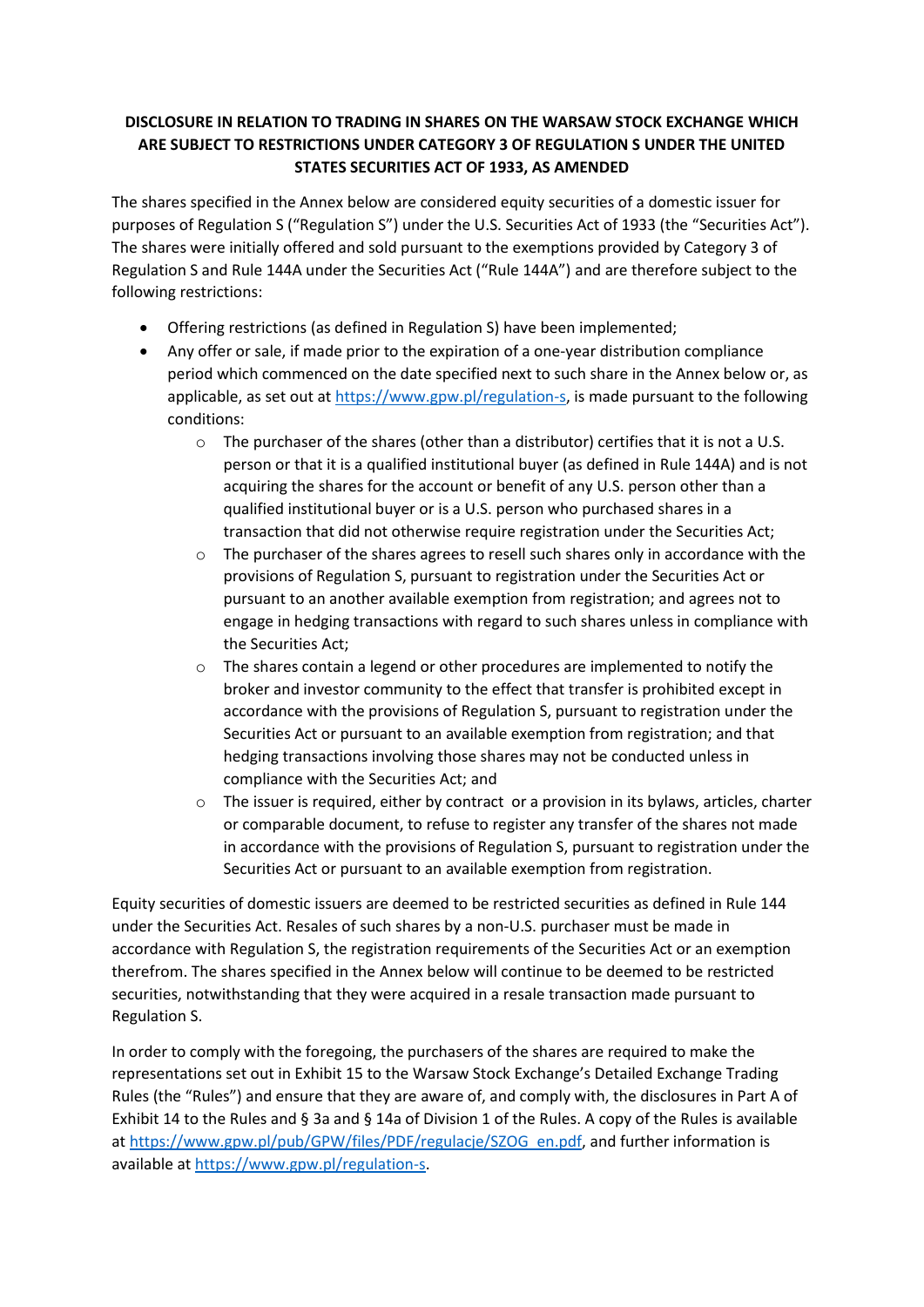**DISCLOSURE IN RELATION TO TRADING IN SHARES ON THE WARSAW STOCK EXCHANGE WHICH ARE SUBJECT TO RESTRICTIONS UNDER CATEGORY 3 OF REGULATION S UNDER THE UNITED STATES SECURITIES ACT OF 1933, AS AMENDED**

The shares specified in the Annex below are considered equity securities of a domestic issuer for purposes of Regulation S ("Regulation S") under the U.S. Securities Act of 1933 (the "Securities Act"). The shares were initially offered and sold pursuant to the exemptions provided by Category 3 of Regulation S and Rule 144A under the Securities Act ("Rule 144A") and are therefore subject to the following restrictions:

- Offering restrictions (as defined in Regulation S) have been implemented;
- Any offer or sale, if made prior to the expiration of a one-year distribution compliance period which commenced on the date specified next to such share in the Annex below or, as applicable, as set out at https://www.gpw.pl/regulation-s, is made pursuant to the following conditions:
  - The purchaser of the shares (other than a distributor) certifies that it is not a U.S. person or that it is a qualified institutional buyer (as defined in Rule 144A) and is not acquiring the shares for the account or benefit of any U.S. person other than a qualified institutional buyer or is a U.S. person who purchased shares in a transaction that did not otherwise require registration under the Securities Act;
  - The purchaser of the shares agrees to resell such shares only in accordance with the provisions of Regulation S, pursuant to registration under the Securities Act or pursuant to an another available exemption from registration; and agrees not to engage in hedging transactions with regard to such shares unless in compliance with the Securities Act;
  - The shares contain a legend or other procedures are implemented to notify the broker and investor community to the effect that transfer is prohibited except in accordance with the provisions of Regulation S, pursuant to registration under the Securities Act or pursuant to an available exemption from registration; and that hedging transactions involving those shares may not be conducted unless in compliance with the Securities Act; and
  - The issuer is required, either by contract or a provision in its bylaws, articles, charter or comparable document, to refuse to register any transfer of the shares not made in accordance with the provisions of Regulation S, pursuant to registration under the Securities Act or pursuant to an available exemption from registration.

Equity securities of domestic issuers are deemed to be restricted securities as defined in Rule 144 under the Securities Act. Resales of such shares by a non-U.S. purchaser must be made in accordance with Regulation S, the registration requirements of the Securities Act or an exemption therefrom. The shares specified in the Annex below will continue to be deemed to be restricted securities, notwithstanding that they were acquired in a resale transaction made pursuant to Regulation S.

In order to comply with the foregoing, the purchasers of the shares are required to make the representations set out in Exhibit 15 to the Warsaw Stock Exchange's Detailed Exchange Trading Rules (the "Rules") and ensure that they are aware of, and comply with, the disclosures in Part A of Exhibit 14 to the Rules and § 3a and § 14a of Division 1 of the Rules. A copy of the Rules is available at https://www.gpw.pl/pub/GPW/files/PDF/regulacje/SZOG_en.pdf, and further information is available at https://www.gpw.pl/regulation-s.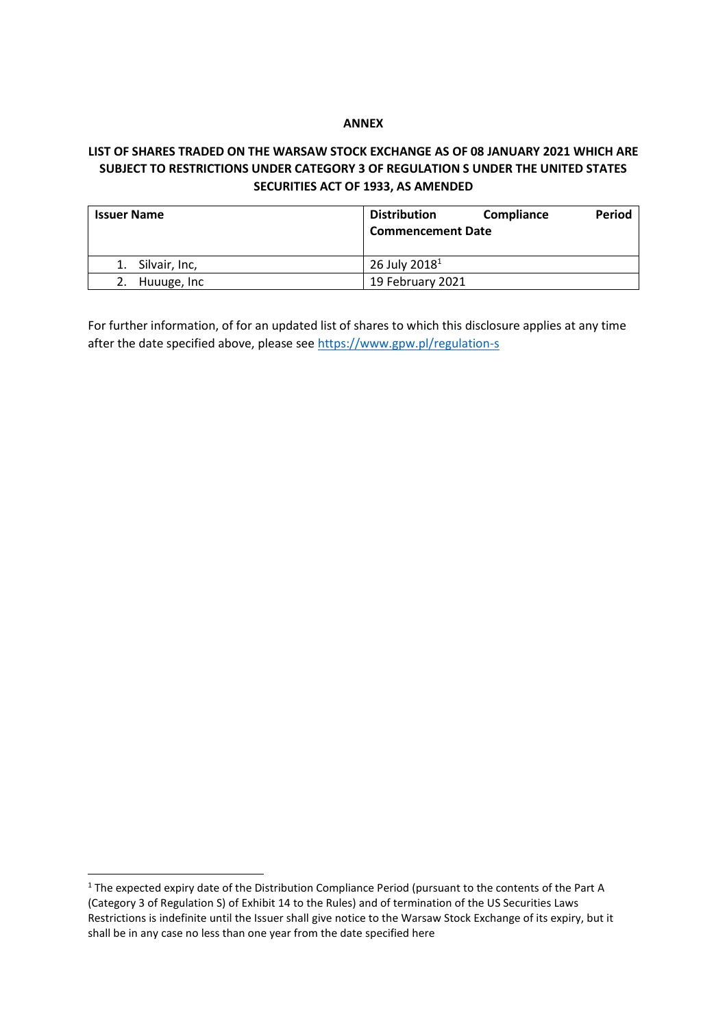**ANNEX**

**LIST OF SHARES TRADED ON THE WARSAW STOCK EXCHANGE AS OF 08 JANUARY 2021 WHICH ARE SUBJECT TO RESTRICTIONS UNDER CATEGORY 3 OF REGULATION S UNDER THE UNITED STATES SECURITIES ACT OF 1933, AS AMENDED**

| Issuer Name | Distribution Compliance Period Commencement Date |
|---|---|
| 1. Silvair, Inc, | 26 July 2018[1] |
| 2. Huuuge, Inc | 19 February 2021 |

For further information, of for an updated list of shares to which this disclosure applies at any time after the date specified above, please see https://www.gpw.pl/regulation-s

[1] The expected expiry date of the Distribution Compliance Period (pursuant to the contents of the Part A (Category 3 of Regulation S) of Exhibit 14 to the Rules) and of termination of the US Securities Laws Restrictions is indefinite until the Issuer shall give notice to the Warsaw Stock Exchange of its expiry, but it shall be in any case no less than one year from the date specified here